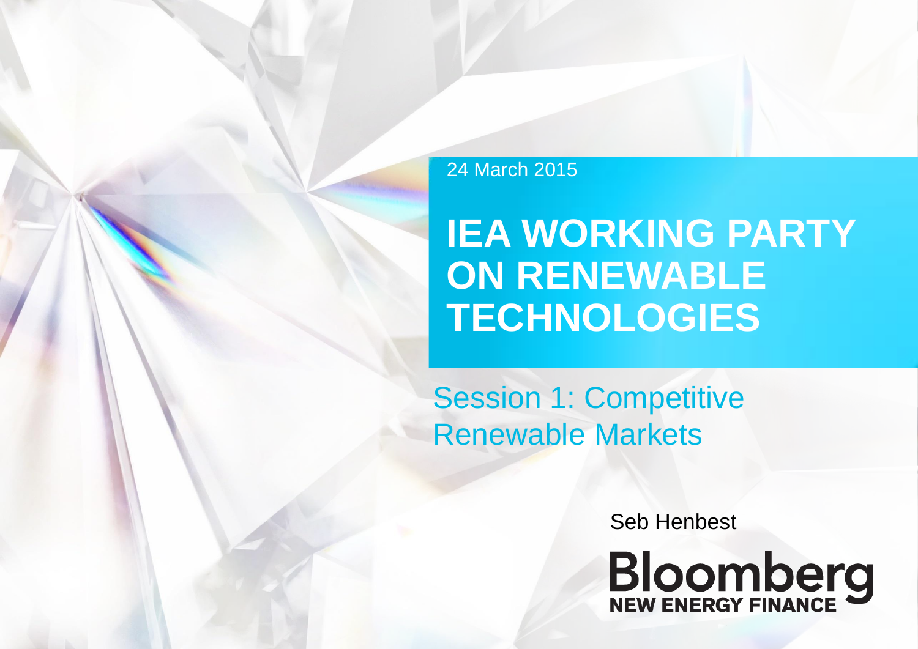24 March 2015

# IEA WORKING PARTY ON RENEWABLE TECHNOLOGIES

## Session 1: Competitive Renewable Markets

Seb Henbest

Bloomberg NEW ENERGY FINANCE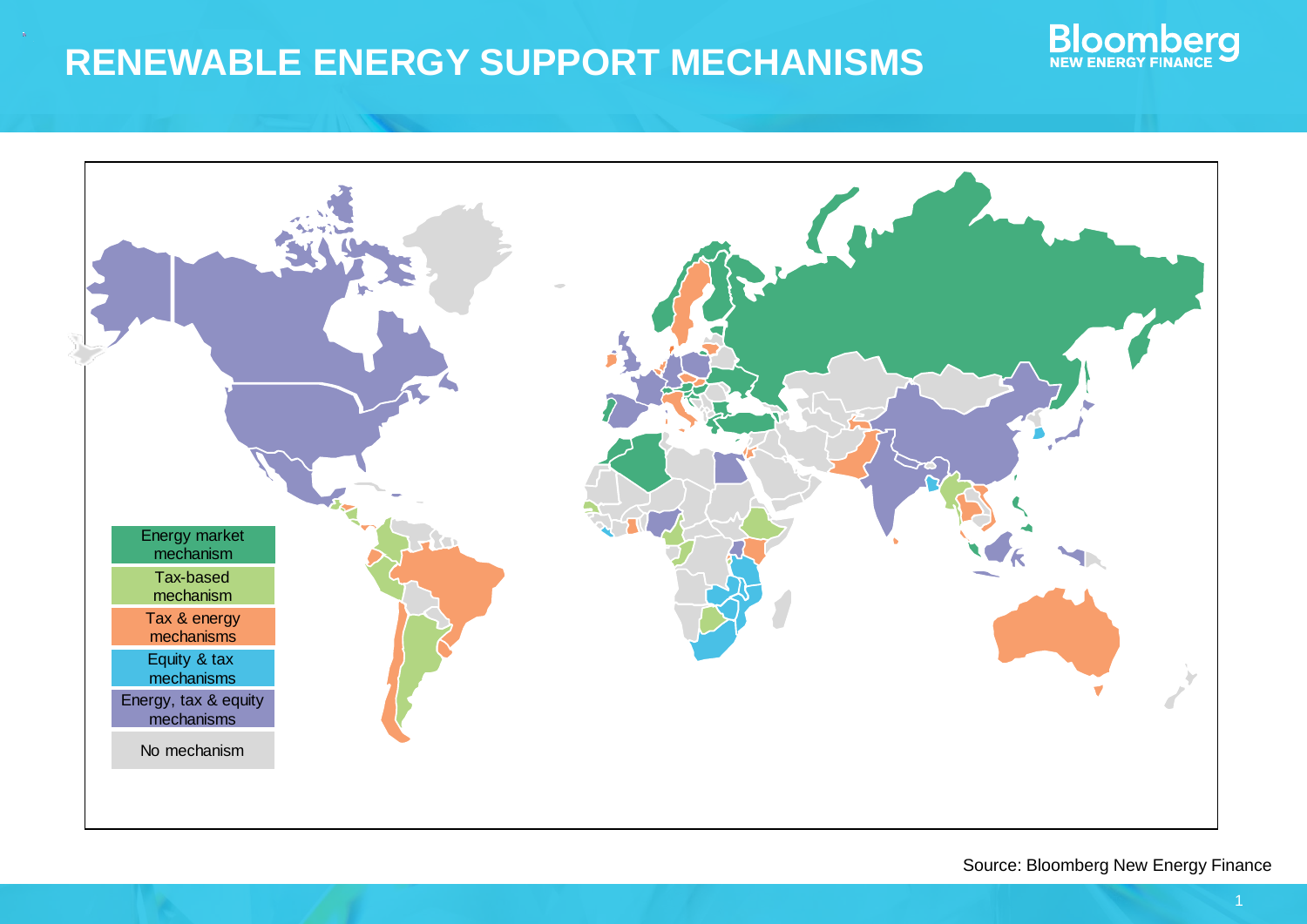# RENEWABLE ENERGY SUPPORT MECHANISMS

- Energy market mechanism
- Tax-based mechanism
- Tax & energy mechanisms
- Equity & tax mechanisms
- Energy, tax & equity mechanisms
- No mechanism

Source: Bloomberg New Energy Finance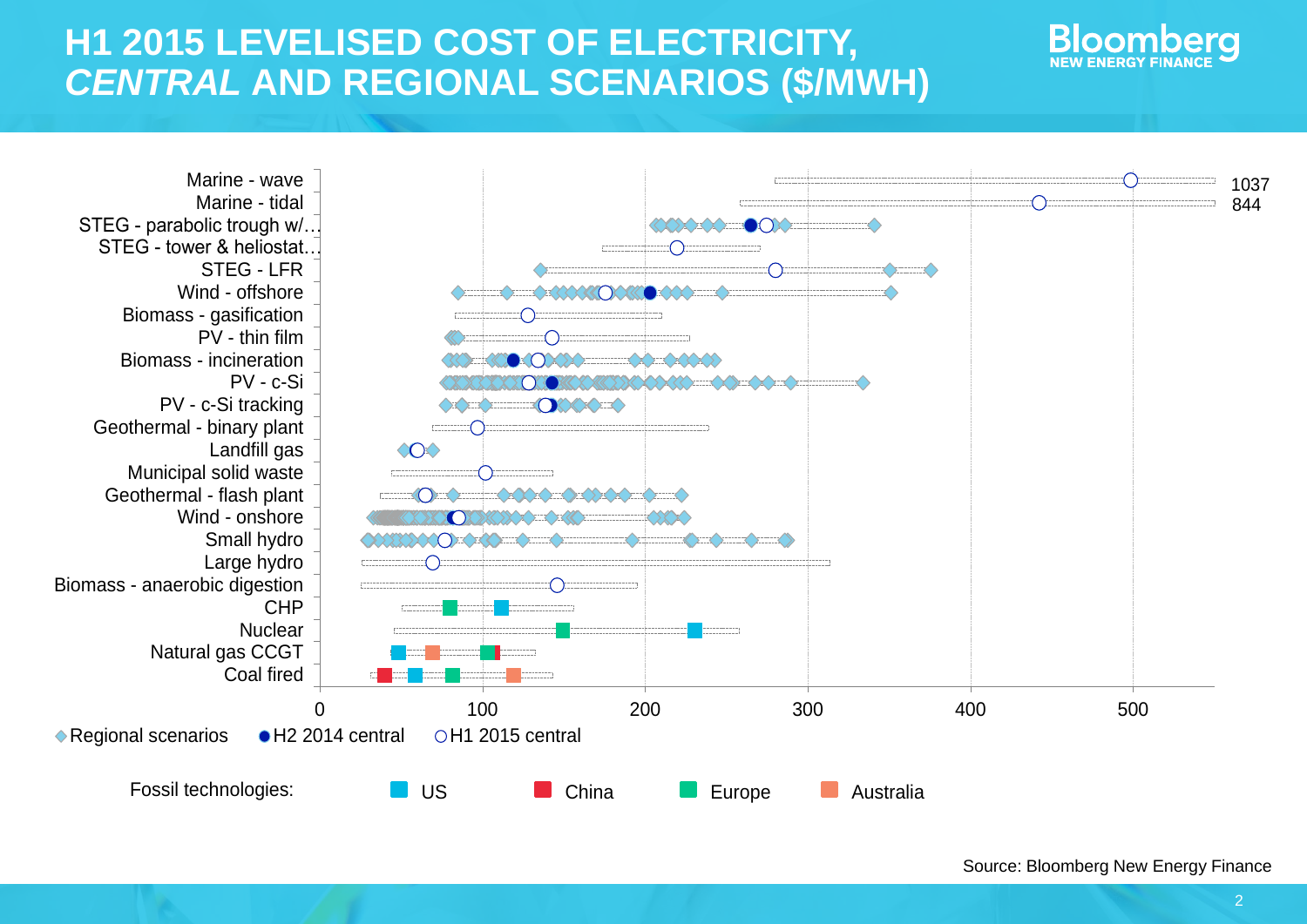# H1 2015 LEVELISED COST OF ELECTRICITY, *CENTRAL* AND REGIONAL SCENARIOS ($/MWH)

Marine - wave
Marine - tidal
STEG - parabolic trough w/…
STEG - tower & heliostat…
STEG - LFR
Wind - offshore
Biomass - gasification
PV - thin film
Biomass - incineration
PV - c-Si
PV - c-Si tracking
Geothermal - binary plant
Landfill gas
Municipal solid waste
Geothermal - flash plant
Wind - onshore
Small hydro
Large hydro
Biomass - anaerobic digestion
CHP
Nuclear
Natural gas CCGT
Coal fired

1037
844

0 100 200 300 400 500

◇Regional scenarios ●H2 2014 central ○H1 2015 central

Fossil technologies: US China Europe Australia

Source: Bloomberg New Energy Finance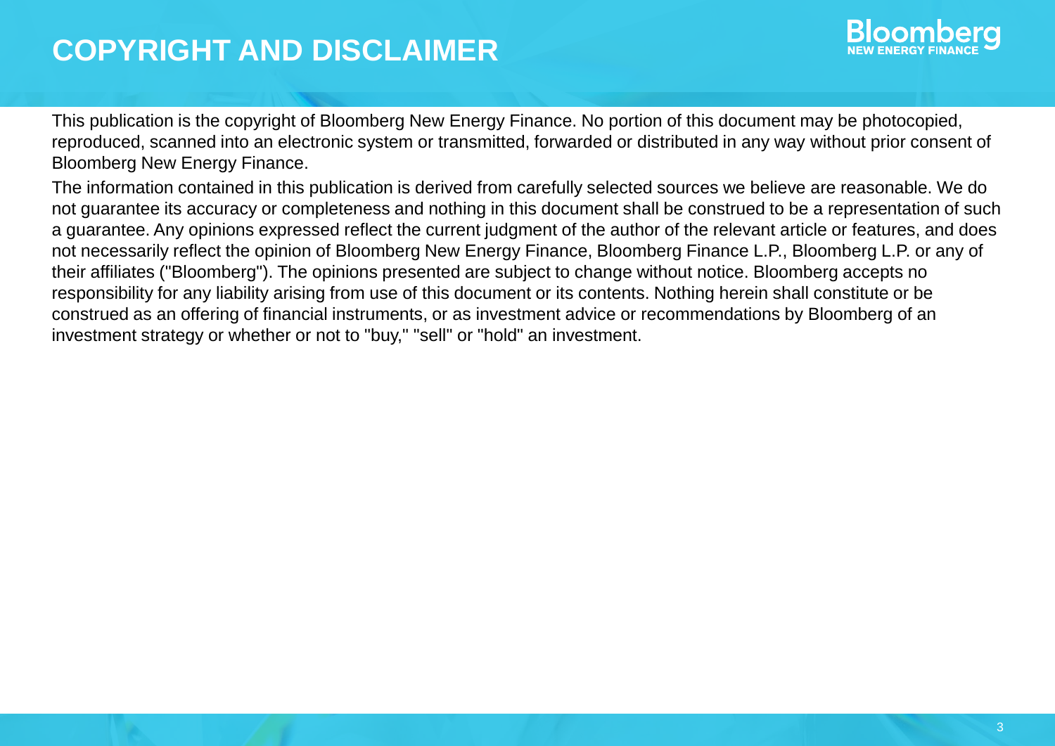# COPYRIGHT AND DISCLAIMER

This publication is the copyright of Bloomberg New Energy Finance. No portion of this document may be photocopied, reproduced, scanned into an electronic system or transmitted, forwarded or distributed in any way without prior consent of Bloomberg New Energy Finance.

The information contained in this publication is derived from carefully selected sources we believe are reasonable. We do not guarantee its accuracy or completeness and nothing in this document shall be construed to be a representation of such a guarantee. Any opinions expressed reflect the current judgment of the author of the relevant article or features, and does not necessarily reflect the opinion of Bloomberg New Energy Finance, Bloomberg Finance L.P., Bloomberg L.P. or any of their affiliates ("Bloomberg"). The opinions presented are subject to change without notice. Bloomberg accepts no responsibility for any liability arising from use of this document or its contents. Nothing herein shall constitute or be construed as an offering of financial instruments, or as investment advice or recommendations by Bloomberg of an investment strategy or whether or not to "buy," "sell" or "hold" an investment.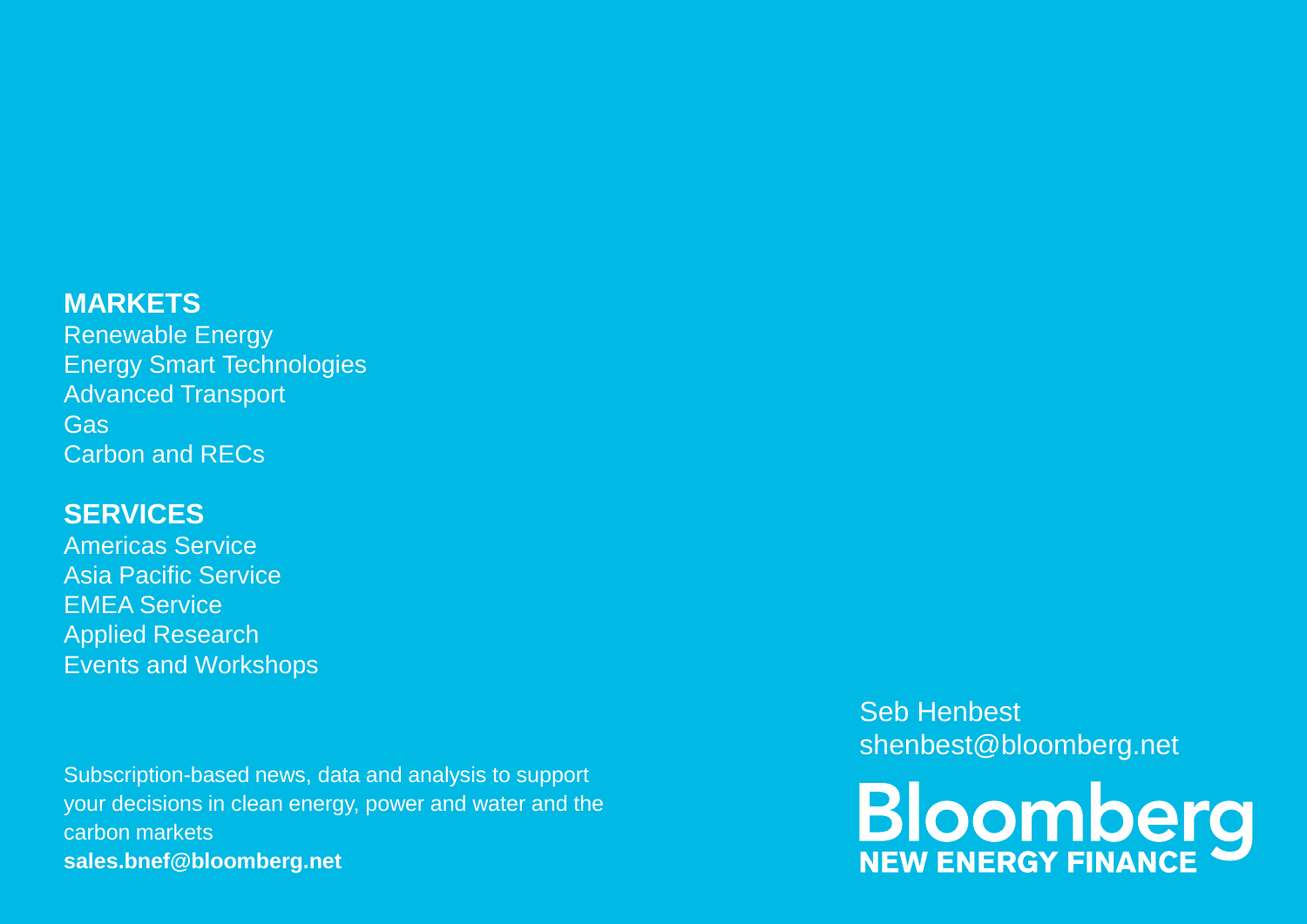## MARKETS

Renewable Energy
Energy Smart Technologies
Advanced Transport
Gas
Carbon and RECs

## SERVICES

Americas Service
Asia Pacific Service
EMEA Service
Applied Research
Events and Workshops

Subscription-based news, data and analysis to support your decisions in clean energy, power and water and the carbon markets
**sales.bnef@bloomberg.net**

Seb Henbest
shenbest@bloomberg.net

Bloomberg
NEW ENERGY FINANCE